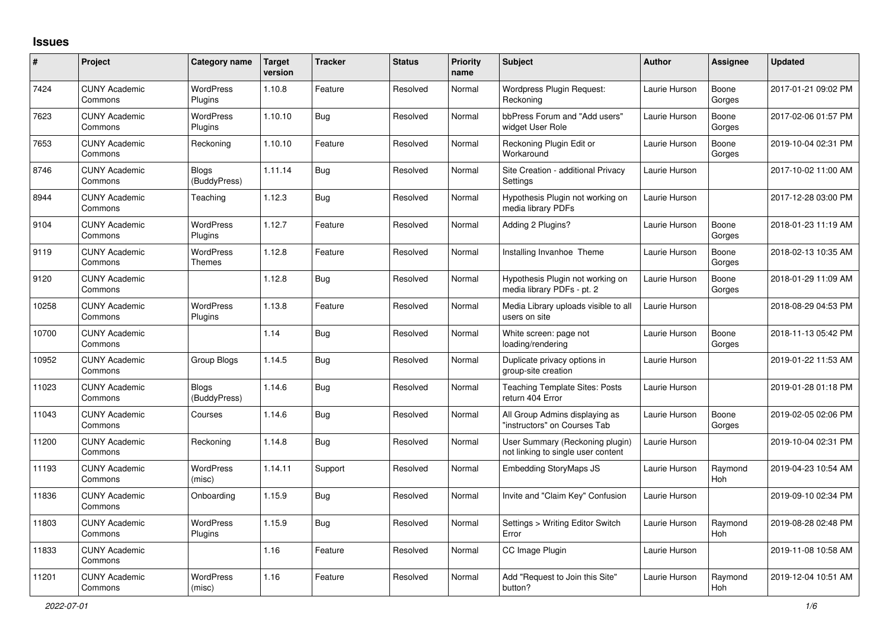# Issues

| # | Project | Category name | Target version | Tracker | Status | Priority name | Subject | Author | Assignee | Updated |
|---|---|---|---|---|---|---|---|---|---|---|
| 7424 | CUNY Academic Commons | WordPress Plugins | 1.10.8 | Feature | Resolved | Normal | Wordpress Plugin Request: Reckoning | Laurie Hurson | Boone Gorges | 2017-01-21 09:02 PM |
| 7623 | CUNY Academic Commons | WordPress Plugins | 1.10.10 | Bug | Resolved | Normal | bbPress Forum and "Add users" widget User Role | Laurie Hurson | Boone Gorges | 2017-02-06 01:57 PM |
| 7653 | CUNY Academic Commons | Reckoning | 1.10.10 | Feature | Resolved | Normal | Reckoning Plugin Edit or Workaround | Laurie Hurson | Boone Gorges | 2019-10-04 02:31 PM |
| 8746 | CUNY Academic Commons | Blogs (BuddyPress) | 1.11.14 | Bug | Resolved | Normal | Site Creation - additional Privacy Settings | Laurie Hurson | | 2017-10-02 11:00 AM |
| 8944 | CUNY Academic Commons | Teaching | 1.12.3 | Bug | Resolved | Normal | Hypothesis Plugin not working on media library PDFs | Laurie Hurson | | 2017-12-28 03:00 PM |
| 9104 | CUNY Academic Commons | WordPress Plugins | 1.12.7 | Feature | Resolved | Normal | Adding 2 Plugins? | Laurie Hurson | Boone Gorges | 2018-01-23 11:19 AM |
| 9119 | CUNY Academic Commons | WordPress Themes | 1.12.8 | Feature | Resolved | Normal | Installing Invanhoe Theme | Laurie Hurson | Boone Gorges | 2018-02-13 10:35 AM |
| 9120 | CUNY Academic Commons | | 1.12.8 | Bug | Resolved | Normal | Hypothesis Plugin not working on media library PDFs - pt. 2 | Laurie Hurson | Boone Gorges | 2018-01-29 11:09 AM |
| 10258 | CUNY Academic Commons | WordPress Plugins | 1.13.8 | Feature | Resolved | Normal | Media Library uploads visible to all users on site | Laurie Hurson | | 2018-08-29 04:53 PM |
| 10700 | CUNY Academic Commons | | 1.14 | Bug | Resolved | Normal | White screen: page not loading/rendering | Laurie Hurson | Boone Gorges | 2018-11-13 05:42 PM |
| 10952 | CUNY Academic Commons | Group Blogs | 1.14.5 | Bug | Resolved | Normal | Duplicate privacy options in group-site creation | Laurie Hurson | | 2019-01-22 11:53 AM |
| 11023 | CUNY Academic Commons | Blogs (BuddyPress) | 1.14.6 | Bug | Resolved | Normal | Teaching Template Sites: Posts return 404 Error | Laurie Hurson | | 2019-01-28 01:18 PM |
| 11043 | CUNY Academic Commons | Courses | 1.14.6 | Bug | Resolved | Normal | All Group Admins displaying as "instructors" on Courses Tab | Laurie Hurson | Boone Gorges | 2019-02-05 02:06 PM |
| 11200 | CUNY Academic Commons | Reckoning | 1.14.8 | Bug | Resolved | Normal | User Summary (Reckoning plugin) not linking to single user content | Laurie Hurson | | 2019-10-04 02:31 PM |
| 11193 | CUNY Academic Commons | WordPress (misc) | 1.14.11 | Support | Resolved | Normal | Embedding StoryMaps JS | Laurie Hurson | Raymond Hoh | 2019-04-23 10:54 AM |
| 11836 | CUNY Academic Commons | Onboarding | 1.15.9 | Bug | Resolved | Normal | Invite and "Claim Key" Confusion | Laurie Hurson | | 2019-09-10 02:34 PM |
| 11803 | CUNY Academic Commons | WordPress Plugins | 1.15.9 | Bug | Resolved | Normal | Settings > Writing Editor Switch Error | Laurie Hurson | Raymond Hoh | 2019-08-28 02:48 PM |
| 11833 | CUNY Academic Commons | | 1.16 | Feature | Resolved | Normal | CC Image Plugin | Laurie Hurson | | 2019-11-08 10:58 AM |
| 11201 | CUNY Academic Commons | WordPress (misc) | 1.16 | Feature | Resolved | Normal | Add "Request to Join this Site" button? | Laurie Hurson | Raymond Hoh | 2019-12-04 10:51 AM |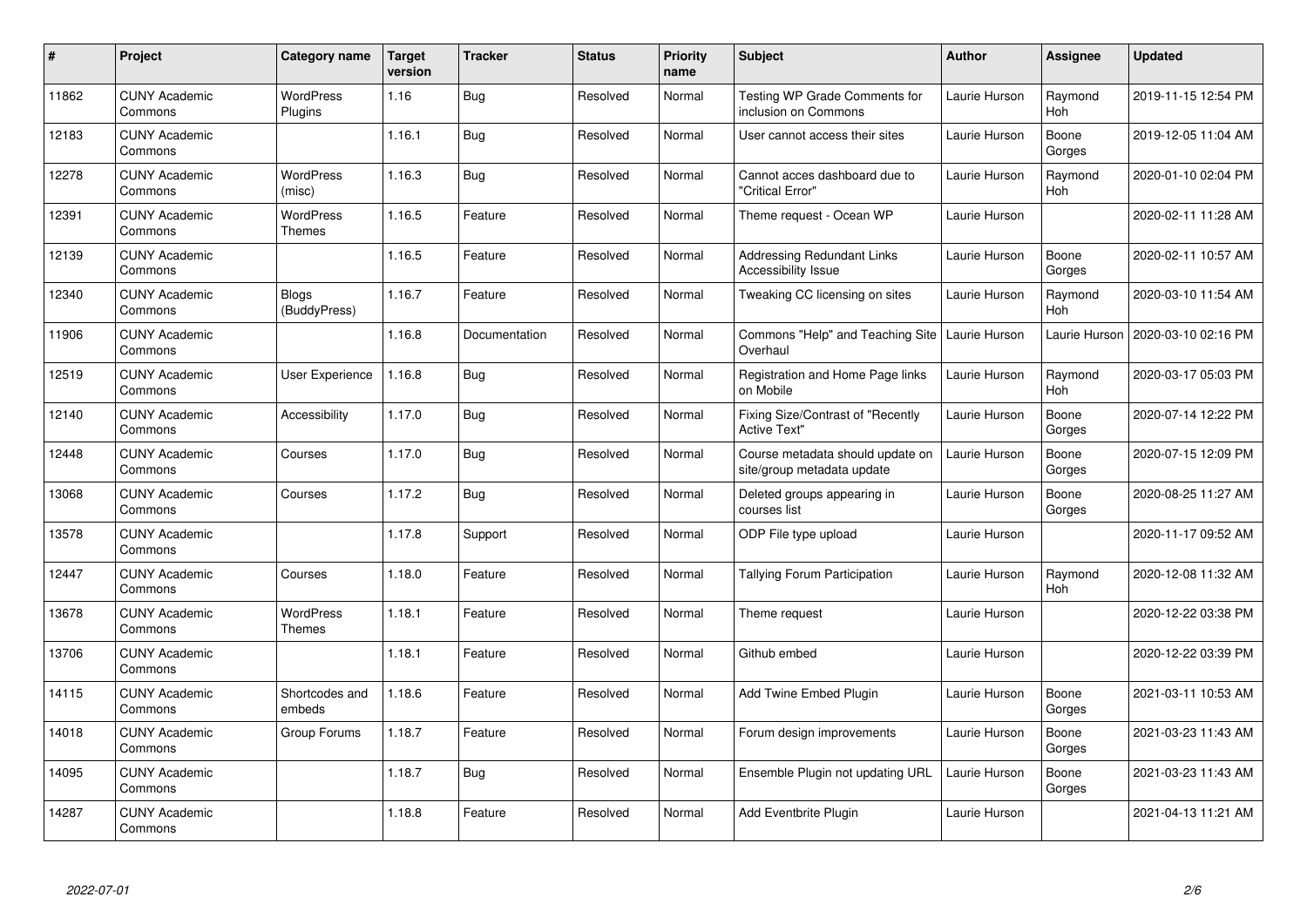| # | Project | Category name | Target version | Tracker | Status | Priority name | Subject | Author | Assignee | Updated |
|---|---|---|---|---|---|---|---|---|---|---|
| 11862 | CUNY Academic Commons | WordPress Plugins | 1.16 | Bug | Resolved | Normal | Testing WP Grade Comments for inclusion on Commons | Laurie Hurson | Raymond Hoh | 2019-11-15 12:54 PM |
| 12183 | CUNY Academic Commons | | 1.16.1 | Bug | Resolved | Normal | User cannot access their sites | Laurie Hurson | Boone Gorges | 2019-12-05 11:04 AM |
| 12278 | CUNY Academic Commons | WordPress (misc) | 1.16.3 | Bug | Resolved | Normal | Cannot acces dashboard due to "Critical Error" | Laurie Hurson | Raymond Hoh | 2020-01-10 02:04 PM |
| 12391 | CUNY Academic Commons | WordPress Themes | 1.16.5 | Feature | Resolved | Normal | Theme request - Ocean WP | Laurie Hurson | | 2020-02-11 11:28 AM |
| 12139 | CUNY Academic Commons | | 1.16.5 | Feature | Resolved | Normal | Addressing Redundant Links Accessibility Issue | Laurie Hurson | Boone Gorges | 2020-02-11 10:57 AM |
| 12340 | CUNY Academic Commons | Blogs (BuddyPress) | 1.16.7 | Feature | Resolved | Normal | Tweaking CC licensing on sites | Laurie Hurson | Raymond Hoh | 2020-03-10 11:54 AM |
| 11906 | CUNY Academic Commons | | 1.16.8 | Documentation | Resolved | Normal | Commons "Help" and Teaching Site Overhaul | Laurie Hurson | Laurie Hurson | 2020-03-10 02:16 PM |
| 12519 | CUNY Academic Commons | User Experience | 1.16.8 | Bug | Resolved | Normal | Registration and Home Page links on Mobile | Laurie Hurson | Raymond Hoh | 2020-03-17 05:03 PM |
| 12140 | CUNY Academic Commons | Accessibility | 1.17.0 | Bug | Resolved | Normal | Fixing Size/Contrast of "Recently Active Text" | Laurie Hurson | Boone Gorges | 2020-07-14 12:22 PM |
| 12448 | CUNY Academic Commons | Courses | 1.17.0 | Bug | Resolved | Normal | Course metadata should update on site/group metadata update | Laurie Hurson | Boone Gorges | 2020-07-15 12:09 PM |
| 13068 | CUNY Academic Commons | Courses | 1.17.2 | Bug | Resolved | Normal | Deleted groups appearing in courses list | Laurie Hurson | Boone Gorges | 2020-08-25 11:27 AM |
| 13578 | CUNY Academic Commons | | 1.17.8 | Support | Resolved | Normal | ODP File type upload | Laurie Hurson | | 2020-11-17 09:52 AM |
| 12447 | CUNY Academic Commons | Courses | 1.18.0 | Feature | Resolved | Normal | Tallying Forum Participation | Laurie Hurson | Raymond Hoh | 2020-12-08 11:32 AM |
| 13678 | CUNY Academic Commons | WordPress Themes | 1.18.1 | Feature | Resolved | Normal | Theme request | Laurie Hurson | | 2020-12-22 03:38 PM |
| 13706 | CUNY Academic Commons | | 1.18.1 | Feature | Resolved | Normal | Github embed | Laurie Hurson | | 2020-12-22 03:39 PM |
| 14115 | CUNY Academic Commons | Shortcodes and embeds | 1.18.6 | Feature | Resolved | Normal | Add Twine Embed Plugin | Laurie Hurson | Boone Gorges | 2021-03-11 10:53 AM |
| 14018 | CUNY Academic Commons | Group Forums | 1.18.7 | Feature | Resolved | Normal | Forum design improvements | Laurie Hurson | Boone Gorges | 2021-03-23 11:43 AM |
| 14095 | CUNY Academic Commons | | 1.18.7 | Bug | Resolved | Normal | Ensemble Plugin not updating URL | Laurie Hurson | Boone Gorges | 2021-03-23 11:43 AM |
| 14287 | CUNY Academic Commons | | 1.18.8 | Feature | Resolved | Normal | Add Eventbrite Plugin | Laurie Hurson | | 2021-04-13 11:21 AM |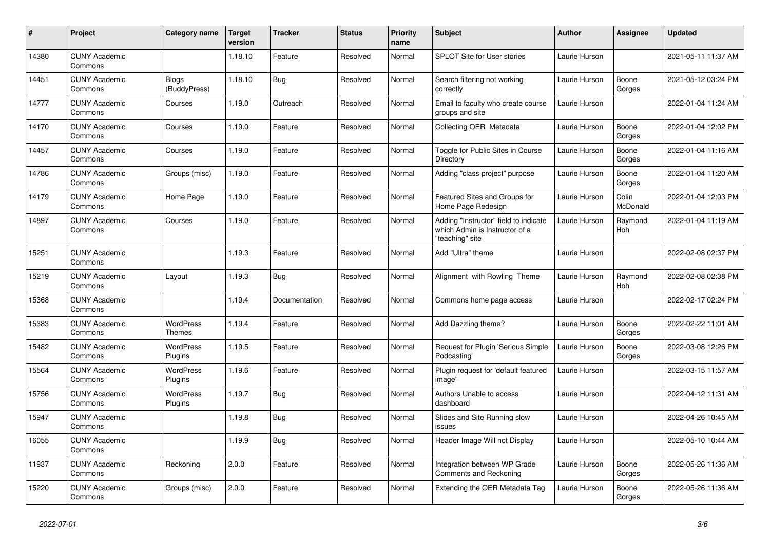| # | Project | Category name | Target version | Tracker | Status | Priority name | Subject | Author | Assignee | Updated |
|---|---|---|---|---|---|---|---|---|---|---|
| 14380 | CUNY Academic Commons | | 1.18.10 | Feature | Resolved | Normal | SPLOT Site for User stories | Laurie Hurson | | 2021-05-11 11:37 AM |
| 14451 | CUNY Academic Commons | Blogs (BuddyPress) | 1.18.10 | Bug | Resolved | Normal | Search filtering not working correctly | Laurie Hurson | Boone Gorges | 2021-05-12 03:24 PM |
| 14777 | CUNY Academic Commons | Courses | 1.19.0 | Outreach | Resolved | Normal | Email to faculty who create course groups and site | Laurie Hurson | | 2022-01-04 11:24 AM |
| 14170 | CUNY Academic Commons | Courses | 1.19.0 | Feature | Resolved | Normal | Collecting OER Metadata | Laurie Hurson | Boone Gorges | 2022-01-04 12:02 PM |
| 14457 | CUNY Academic Commons | Courses | 1.19.0 | Feature | Resolved | Normal | Toggle for Public Sites in Course Directory | Laurie Hurson | Boone Gorges | 2022-01-04 11:16 AM |
| 14786 | CUNY Academic Commons | Groups (misc) | 1.19.0 | Feature | Resolved | Normal | Adding "class project" purpose | Laurie Hurson | Boone Gorges | 2022-01-04 11:20 AM |
| 14179 | CUNY Academic Commons | Home Page | 1.19.0 | Feature | Resolved | Normal | Featured Sites and Groups for Home Page Redesign | Laurie Hurson | Colin McDonald | 2022-01-04 12:03 PM |
| 14897 | CUNY Academic Commons | Courses | 1.19.0 | Feature | Resolved | Normal | Adding "Instructor" field to indicate which Admin is Instructor of a "teaching" site | Laurie Hurson | Raymond Hoh | 2022-01-04 11:19 AM |
| 15251 | CUNY Academic Commons | | 1.19.3 | Feature | Resolved | Normal | Add "Ultra" theme | Laurie Hurson | | 2022-02-08 02:37 PM |
| 15219 | CUNY Academic Commons | Layout | 1.19.3 | Bug | Resolved | Normal | Alignment with Rowling Theme | Laurie Hurson | Raymond Hoh | 2022-02-08 02:38 PM |
| 15368 | CUNY Academic Commons | | 1.19.4 | Documentation | Resolved | Normal | Commons home page access | Laurie Hurson | | 2022-02-17 02:24 PM |
| 15383 | CUNY Academic Commons | WordPress Themes | 1.19.4 | Feature | Resolved | Normal | Add Dazzling theme? | Laurie Hurson | Boone Gorges | 2022-02-22 11:01 AM |
| 15482 | CUNY Academic Commons | WordPress Plugins | 1.19.5 | Feature | Resolved | Normal | Request for Plugin 'Serious Simple Podcasting' | Laurie Hurson | Boone Gorges | 2022-03-08 12:26 PM |
| 15564 | CUNY Academic Commons | WordPress Plugins | 1.19.6 | Feature | Resolved | Normal | Plugin request for 'default featured image" | Laurie Hurson | | 2022-03-15 11:57 AM |
| 15756 | CUNY Academic Commons | WordPress Plugins | 1.19.7 | Bug | Resolved | Normal | Authors Unable to access dashboard | Laurie Hurson | | 2022-04-12 11:31 AM |
| 15947 | CUNY Academic Commons | | 1.19.8 | Bug | Resolved | Normal | Slides and Site Running slow issues | Laurie Hurson | | 2022-04-26 10:45 AM |
| 16055 | CUNY Academic Commons | | 1.19.9 | Bug | Resolved | Normal | Header Image Will not Display | Laurie Hurson | | 2022-05-10 10:44 AM |
| 11937 | CUNY Academic Commons | Reckoning | 2.0.0 | Feature | Resolved | Normal | Integration between WP Grade Comments and Reckoning | Laurie Hurson | Boone Gorges | 2022-05-26 11:36 AM |
| 15220 | CUNY Academic Commons | Groups (misc) | 2.0.0 | Feature | Resolved | Normal | Extending the OER Metadata Tag | Laurie Hurson | Boone Gorges | 2022-05-26 11:36 AM |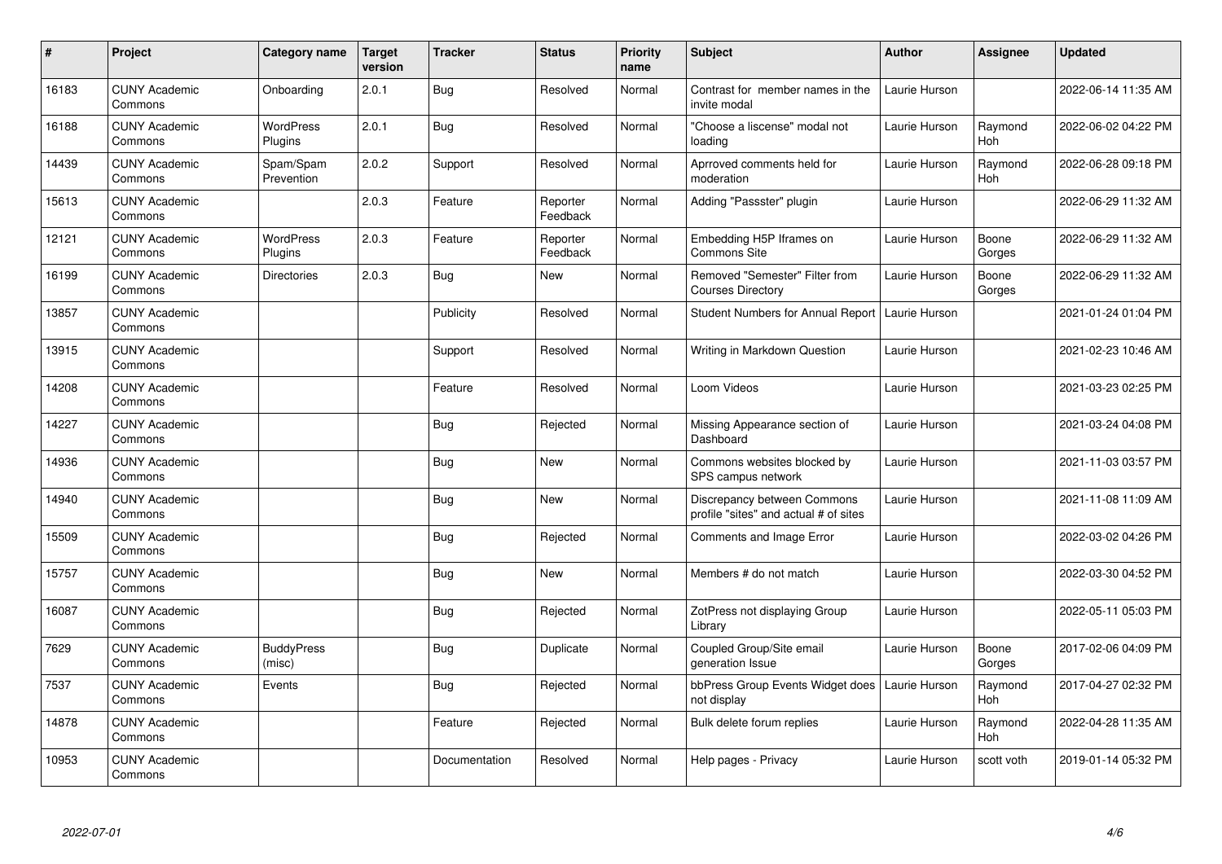| # | Project | Category name | Target version | Tracker | Status | Priority name | Subject | Author | Assignee | Updated |
|---|---|---|---|---|---|---|---|---|---|---|
| 16183 | CUNY Academic Commons | Onboarding | 2.0.1 | Bug | Resolved | Normal | Contrast for member names in the invite modal | Laurie Hurson | | 2022-06-14 11:35 AM |
| 16188 | CUNY Academic Commons | WordPress Plugins | 2.0.1 | Bug | Resolved | Normal | "Choose a liscense" modal not loading | Laurie Hurson | Raymond Hoh | 2022-06-02 04:22 PM |
| 14439 | CUNY Academic Commons | Spam/Spam Prevention | 2.0.2 | Support | Resolved | Normal | Aprroved comments held for moderation | Laurie Hurson | Raymond Hoh | 2022-06-28 09:18 PM |
| 15613 | CUNY Academic Commons | | 2.0.3 | Feature | Reporter Feedback | Normal | Adding "Passster" plugin | Laurie Hurson | | 2022-06-29 11:32 AM |
| 12121 | CUNY Academic Commons | WordPress Plugins | 2.0.3 | Feature | Reporter Feedback | Normal | Embedding H5P Iframes on Commons Site | Laurie Hurson | Boone Gorges | 2022-06-29 11:32 AM |
| 16199 | CUNY Academic Commons | Directories | 2.0.3 | Bug | New | Normal | Removed "Semester" Filter from Courses Directory | Laurie Hurson | Boone Gorges | 2022-06-29 11:32 AM |
| 13857 | CUNY Academic Commons | | | Publicity | Resolved | Normal | Student Numbers for Annual Report | Laurie Hurson | | 2021-01-24 01:04 PM |
| 13915 | CUNY Academic Commons | | | Support | Resolved | Normal | Writing in Markdown Question | Laurie Hurson | | 2021-02-23 10:46 AM |
| 14208 | CUNY Academic Commons | | | Feature | Resolved | Normal | Loom Videos | Laurie Hurson | | 2021-03-23 02:25 PM |
| 14227 | CUNY Academic Commons | | | Bug | Rejected | Normal | Missing Appearance section of Dashboard | Laurie Hurson | | 2021-03-24 04:08 PM |
| 14936 | CUNY Academic Commons | | | Bug | New | Normal | Commons websites blocked by SPS campus network | Laurie Hurson | | 2021-11-03 03:57 PM |
| 14940 | CUNY Academic Commons | | | Bug | New | Normal | Discrepancy between Commons profile "sites" and actual # of sites | Laurie Hurson | | 2021-11-08 11:09 AM |
| 15509 | CUNY Academic Commons | | | Bug | Rejected | Normal | Comments and Image Error | Laurie Hurson | | 2022-03-02 04:26 PM |
| 15757 | CUNY Academic Commons | | | Bug | New | Normal | Members # do not match | Laurie Hurson | | 2022-03-30 04:52 PM |
| 16087 | CUNY Academic Commons | | | Bug | Rejected | Normal | ZotPress not displaying Group Library | Laurie Hurson | | 2022-05-11 05:03 PM |
| 7629 | CUNY Academic Commons | BuddyPress (misc) | | Bug | Duplicate | Normal | Coupled Group/Site email generation Issue | Laurie Hurson | Boone Gorges | 2017-02-06 04:09 PM |
| 7537 | CUNY Academic Commons | Events | | Bug | Rejected | Normal | bbPress Group Events Widget does not display | Laurie Hurson | Raymond Hoh | 2017-04-27 02:32 PM |
| 14878 | CUNY Academic Commons | | | Feature | Rejected | Normal | Bulk delete forum replies | Laurie Hurson | Raymond Hoh | 2022-04-28 11:35 AM |
| 10953 | CUNY Academic Commons | | | Documentation | Resolved | Normal | Help pages - Privacy | Laurie Hurson | scott voth | 2019-01-14 05:32 PM |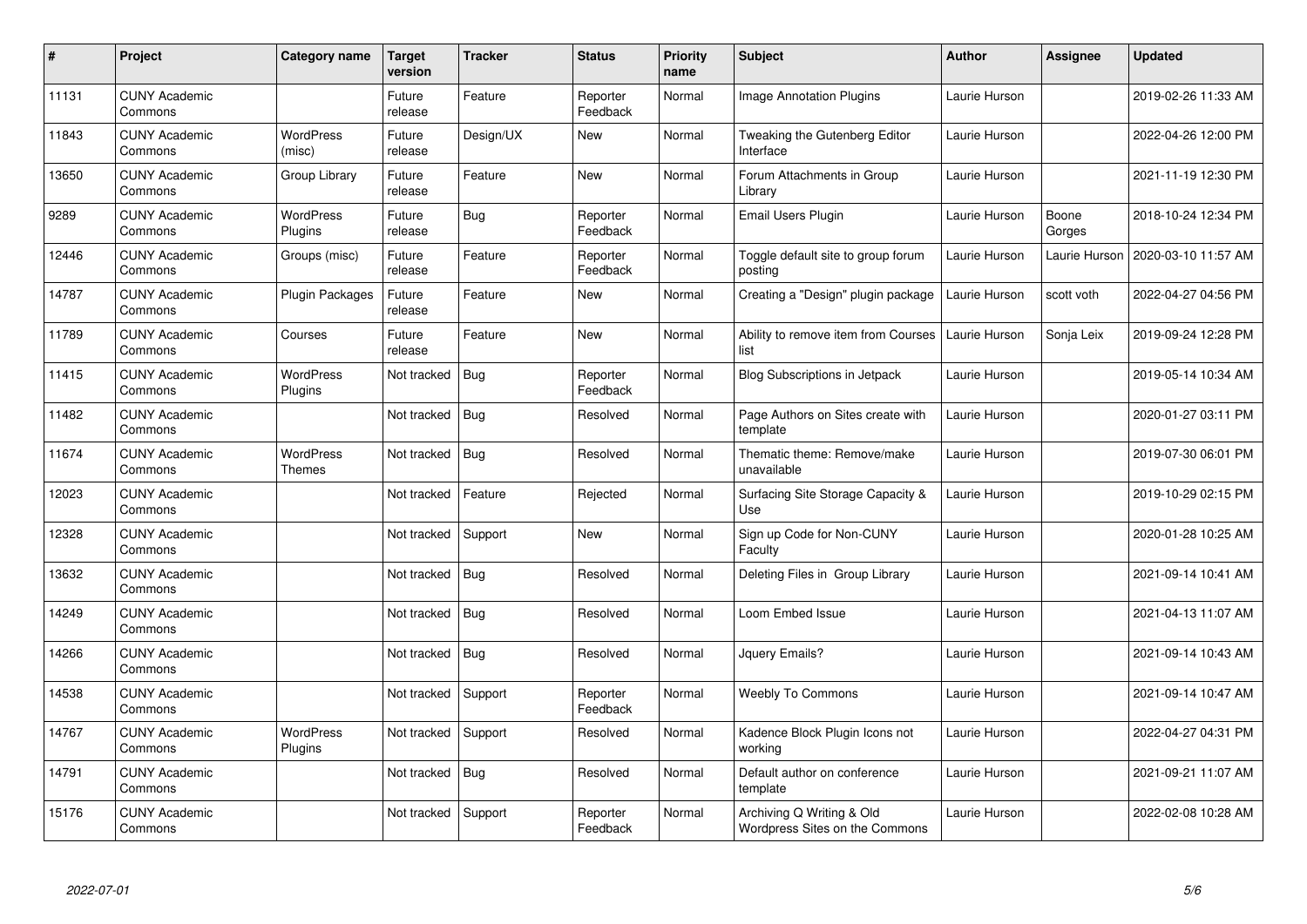| # | Project | Category name | Target version | Tracker | Status | Priority name | Subject | Author | Assignee | Updated |
|---|---|---|---|---|---|---|---|---|---|---|
| 11131 | CUNY Academic Commons | | Future release | Feature | Reporter Feedback | Normal | Image Annotation Plugins | Laurie Hurson | | 2019-02-26 11:33 AM |
| 11843 | CUNY Academic Commons | WordPress (misc) | Future release | Design/UX | New | Normal | Tweaking the Gutenberg Editor Interface | Laurie Hurson | | 2022-04-26 12:00 PM |
| 13650 | CUNY Academic Commons | Group Library | Future release | Feature | New | Normal | Forum Attachments in Group Library | Laurie Hurson | | 2021-11-19 12:30 PM |
| 9289 | CUNY Academic Commons | WordPress Plugins | Future release | Bug | Reporter Feedback | Normal | Email Users Plugin | Laurie Hurson | Boone Gorges | 2018-10-24 12:34 PM |
| 12446 | CUNY Academic Commons | Groups (misc) | Future release | Feature | Reporter Feedback | Normal | Toggle default site to group forum posting | Laurie Hurson | Laurie Hurson | 2020-03-10 11:57 AM |
| 14787 | CUNY Academic Commons | Plugin Packages | Future release | Feature | New | Normal | Creating a "Design" plugin package | Laurie Hurson | scott voth | 2022-04-27 04:56 PM |
| 11789 | CUNY Academic Commons | Courses | Future release | Feature | New | Normal | Ability to remove item from Courses list | Laurie Hurson | Sonja Leix | 2019-09-24 12:28 PM |
| 11415 | CUNY Academic Commons | WordPress Plugins | Not tracked | Bug | Reporter Feedback | Normal | Blog Subscriptions in Jetpack | Laurie Hurson | | 2019-05-14 10:34 AM |
| 11482 | CUNY Academic Commons | | Not tracked | Bug | Resolved | Normal | Page Authors on Sites create with template | Laurie Hurson | | 2020-01-27 03:11 PM |
| 11674 | CUNY Academic Commons | WordPress Themes | Not tracked | Bug | Resolved | Normal | Thematic theme: Remove/make unavailable | Laurie Hurson | | 2019-07-30 06:01 PM |
| 12023 | CUNY Academic Commons | | Not tracked | Feature | Rejected | Normal | Surfacing Site Storage Capacity & Use | Laurie Hurson | | 2019-10-29 02:15 PM |
| 12328 | CUNY Academic Commons | | Not tracked | Support | New | Normal | Sign up Code for Non-CUNY Faculty | Laurie Hurson | | 2020-01-28 10:25 AM |
| 13632 | CUNY Academic Commons | | Not tracked | Bug | Resolved | Normal | Deleting Files in Group Library | Laurie Hurson | | 2021-09-14 10:41 AM |
| 14249 | CUNY Academic Commons | | Not tracked | Bug | Resolved | Normal | Loom Embed Issue | Laurie Hurson | | 2021-04-13 11:07 AM |
| 14266 | CUNY Academic Commons | | Not tracked | Bug | Resolved | Normal | Jquery Emails? | Laurie Hurson | | 2021-09-14 10:43 AM |
| 14538 | CUNY Academic Commons | | Not tracked | Support | Reporter Feedback | Normal | Weebly To Commons | Laurie Hurson | | 2021-09-14 10:47 AM |
| 14767 | CUNY Academic Commons | WordPress Plugins | Not tracked | Support | Resolved | Normal | Kadence Block Plugin Icons not working | Laurie Hurson | | 2022-04-27 04:31 PM |
| 14791 | CUNY Academic Commons | | Not tracked | Bug | Resolved | Normal | Default author on conference template | Laurie Hurson | | 2021-09-21 11:07 AM |
| 15176 | CUNY Academic Commons | | Not tracked | Support | Reporter Feedback | Normal | Archiving Q Writing & Old Wordpress Sites on the Commons | Laurie Hurson | | 2022-02-08 10:28 AM |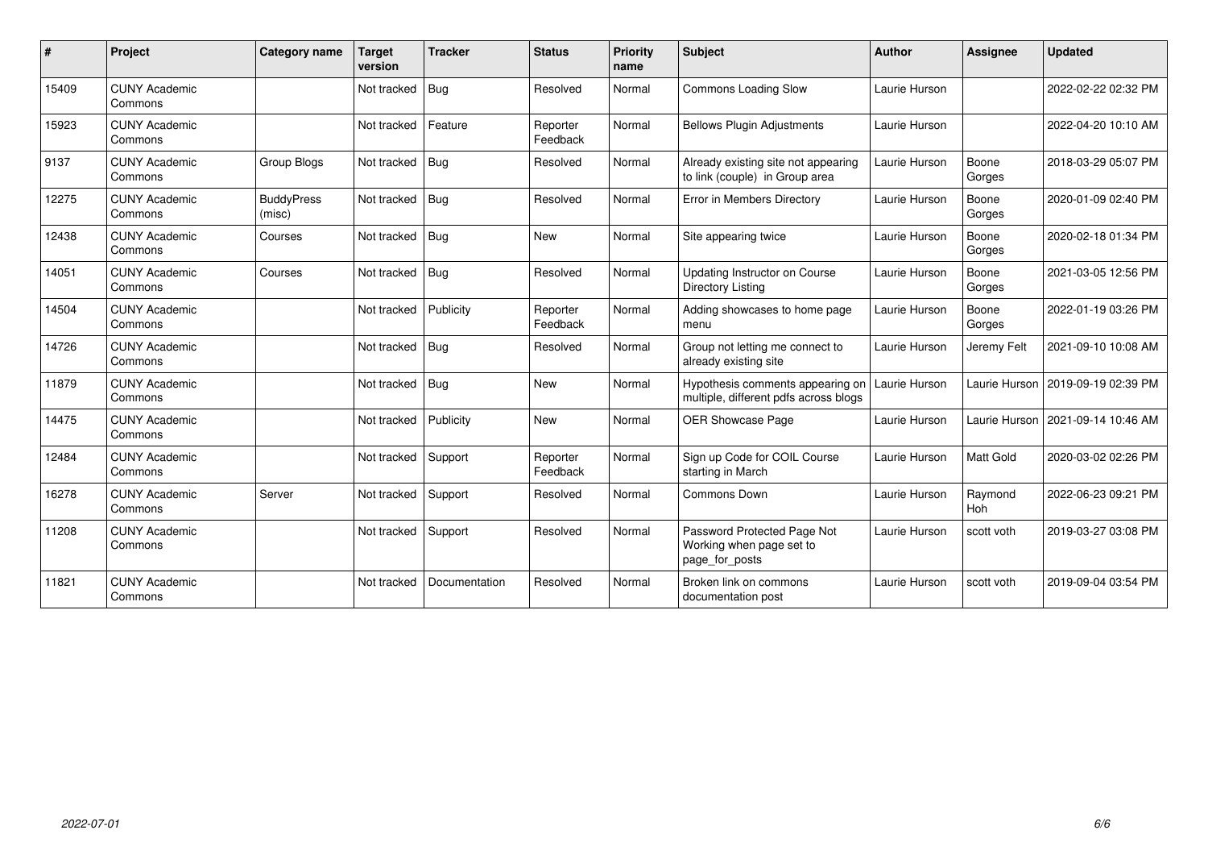| # | Project | Category name | Target version | Tracker | Status | Priority name | Subject | Author | Assignee | Updated |
|---|---|---|---|---|---|---|---|---|---|---|
| 15409 | CUNY Academic Commons | | Not tracked | Bug | Resolved | Normal | Commons Loading Slow | Laurie Hurson | | 2022-02-22 02:32 PM |
| 15923 | CUNY Academic Commons | | Not tracked | Feature | Reporter Feedback | Normal | Bellows Plugin Adjustments | Laurie Hurson | | 2022-04-20 10:10 AM |
| 9137 | CUNY Academic Commons | Group Blogs | Not tracked | Bug | Resolved | Normal | Already existing site not appearing to link (couple) in Group area | Laurie Hurson | Boone Gorges | 2018-03-29 05:07 PM |
| 12275 | CUNY Academic Commons | BuddyPress (misc) | Not tracked | Bug | Resolved | Normal | Error in Members Directory | Laurie Hurson | Boone Gorges | 2020-01-09 02:40 PM |
| 12438 | CUNY Academic Commons | Courses | Not tracked | Bug | New | Normal | Site appearing twice | Laurie Hurson | Boone Gorges | 2020-02-18 01:34 PM |
| 14051 | CUNY Academic Commons | Courses | Not tracked | Bug | Resolved | Normal | Updating Instructor on Course Directory Listing | Laurie Hurson | Boone Gorges | 2021-03-05 12:56 PM |
| 14504 | CUNY Academic Commons | | Not tracked | Publicity | Reporter Feedback | Normal | Adding showcases to home page menu | Laurie Hurson | Boone Gorges | 2022-01-19 03:26 PM |
| 14726 | CUNY Academic Commons | | Not tracked | Bug | Resolved | Normal | Group not letting me connect to already existing site | Laurie Hurson | Jeremy Felt | 2021-09-10 10:08 AM |
| 11879 | CUNY Academic Commons | | Not tracked | Bug | New | Normal | Hypothesis comments appearing on multiple, different pdfs across blogs | Laurie Hurson | Laurie Hurson | 2019-09-19 02:39 PM |
| 14475 | CUNY Academic Commons | | Not tracked | Publicity | New | Normal | OER Showcase Page | Laurie Hurson | Laurie Hurson | 2021-09-14 10:46 AM |
| 12484 | CUNY Academic Commons | | Not tracked | Support | Reporter Feedback | Normal | Sign up Code for COIL Course starting in March | Laurie Hurson | Matt Gold | 2020-03-02 02:26 PM |
| 16278 | CUNY Academic Commons | Server | Not tracked | Support | Resolved | Normal | Commons Down | Laurie Hurson | Raymond Hoh | 2022-06-23 09:21 PM |
| 11208 | CUNY Academic Commons | | Not tracked | Support | Resolved | Normal | Password Protected Page Not Working when page set to page_for_posts | Laurie Hurson | scott voth | 2019-03-27 03:08 PM |
| 11821 | CUNY Academic Commons | | Not tracked | Documentation | Resolved | Normal | Broken link on commons documentation post | Laurie Hurson | scott voth | 2019-09-04 03:54 PM |